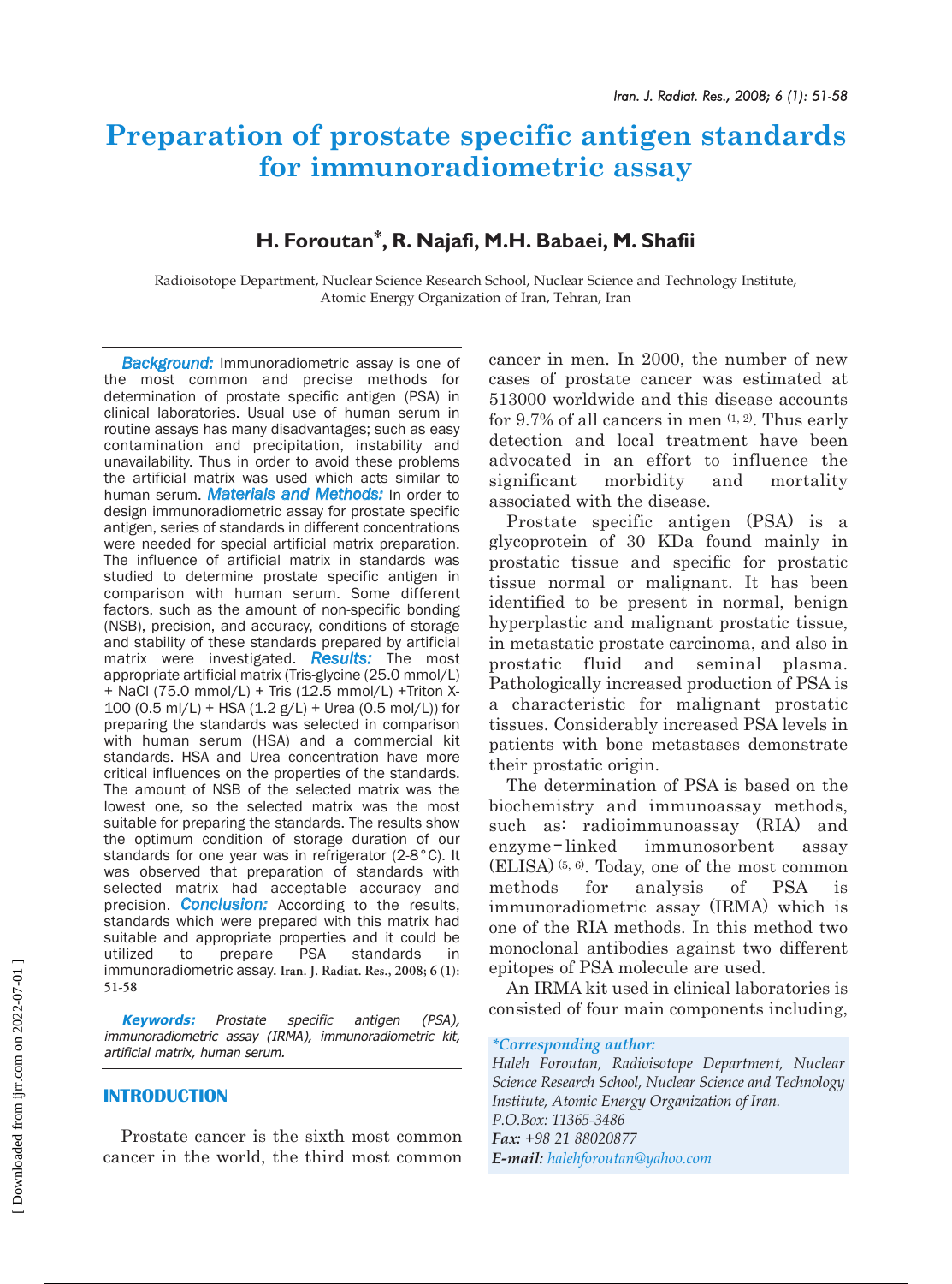# Preparation of prostate specific antigen standards for immunoradiometric assay

## H. Foroutan*, R. Najafi, M.H. Babaei, M. Shafii

Radioisotope Department, Nuclear Science Research School, Nuclear Science and Technology Institute, Atomic Energy Organization of Iran, Tehran, Iran

***Background:*** Immunoradiometric assay is one of the most common and precise methods for determination of prostate specific antigen (PSA) in clinical laboratories. Usual use of human serum in routine assays has many disadvantages; such as easy contamination and precipitation, instability and unavailability. Thus in order to avoid these problems the artificial matrix was used which acts similar to human serum. ***Materials and Methods:*** In order to design immunoradiometric assay for prostate specific antigen, series of standards in different concentrations were needed for special artificial matrix preparation. The influence of artificial matrix in standards was studied to determine prostate specific antigen in comparison with human serum. Some different factors, such as the amount of non-specific bonding (NSB), precision, and accuracy, conditions of storage and stability of these standards prepared by artificial matrix were investigated. ***Results:*** The most appropriate artificial matrix (Tris-glycine (25.0 mmol/L) + NaCl (75.0 mmol/L) + Tris (12.5 mmol/L) +Triton X-100 (0.5 ml/L) + HSA (1.2 g/L) + Urea (0.5 mol/L)) for preparing the standards was selected in comparison with human serum (HSA) and a commercial kit standards. HSA and Urea concentration have more critical influences on the properties of the standards. The amount of NSB of the selected matrix was the lowest one, so the selected matrix was the most suitable for preparing the standards. The results show the optimum condition of storage duration of our standards for one year was in refrigerator (2-8°C). It was observed that preparation of standards with selected matrix had acceptable accuracy and precision. ***Conclusion:*** According to the results, standards which were prepared with this matrix had suitable and appropriate properties and it could be utilized to prepare PSA standards in immunoradiometric assay. **Iran. J. Radiat. Res., 2008; 6 (1): 51-58**

***Keywords:*** *Prostate specific antigen (PSA), immunoradiometric assay (IRMA), immunoradiometric kit, artificial matrix, human serum.*

## INTRODUCTION

Prostate cancer is the sixth most common cancer in the world, the third most common cancer in men. In 2000, the number of new cases of prostate cancer was estimated at 513000 worldwide and this disease accounts for 9.7% of all cancers in men [1, 2]. Thus early detection and local treatment have been advocated in an effort to influence the significant morbidity and mortality associated with the disease.

Prostate specific antigen (PSA) is a glycoprotein of 30 KDa found mainly in prostatic tissue and specific for prostatic tissue normal or malignant. It has been identified to be present in normal, benign hyperplastic and malignant prostatic tissue, in metastatic prostate carcinoma, and also in prostatic fluid and seminal plasma. Pathologically increased production of PSA is a characteristic for malignant prostatic tissues. Considerably increased PSA levels in patients with bone metastases demonstrate their prostatic origin.

The determination of PSA is based on the biochemistry and immunoassay methods, such as: radioimmunoassay (RIA) and enzyme-linked immunosorbent assay (ELISA) [5, 6]. Today, one of the most common methods for analysis of PSA is immunoradiometric assay (IRMA) which is one of the RIA methods. In this method two monoclonal antibodies against two different epitopes of PSA molecule are used.

An IRMA kit used in clinical laboratories is consisted of four main components including,

*\*Corresponding author:*
*Haleh Foroutan, Radioisotope Department, Nuclear Science Research School, Nuclear Science and Technology Institute, Atomic Energy Organization of Iran.*
*P.O.Box: 11365-3486*
***Fax:*** *+98 21 88020877*
***E-mail:*** *halehforoutan@yahoo.com*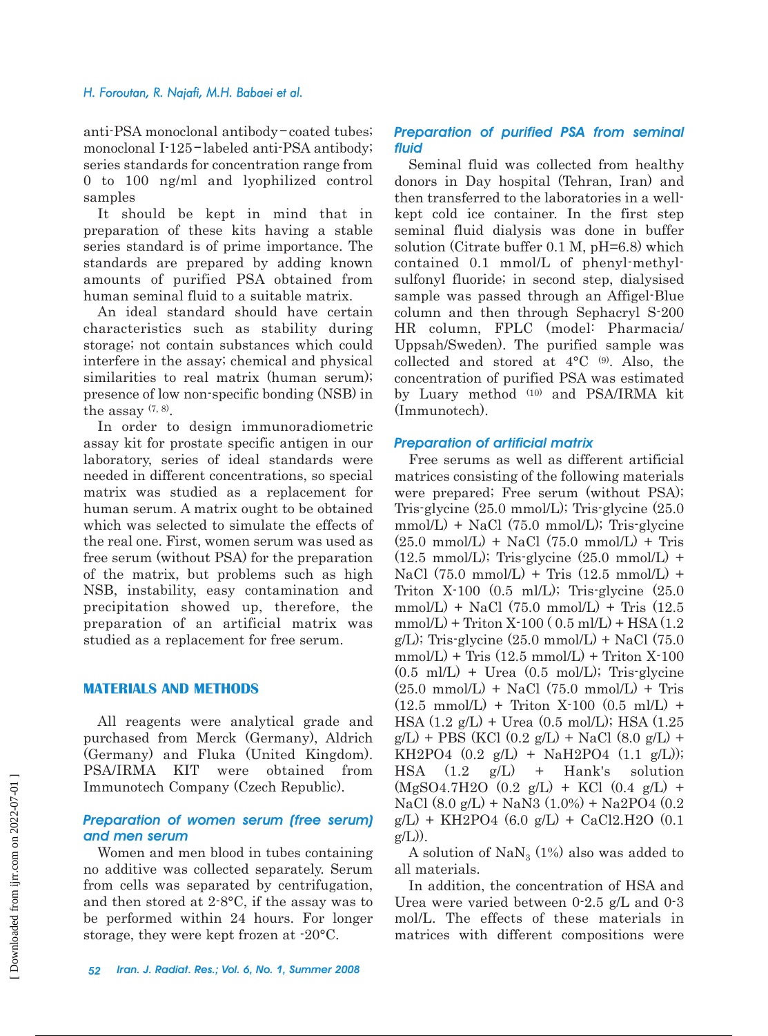anti-PSA monoclonal antibody-coated tubes; monoclonal I-125-labeled anti-PSA antibody; series standards for concentration range from 0 to 100 ng/ml and lyophilized control samples

It should be kept in mind that in preparation of these kits having a stable series standard is of prime importance. The standards are prepared by adding known amounts of purified PSA obtained from human seminal fluid to a suitable matrix.

An ideal standard should have certain characteristics such as stability during storage; not contain substances which could interfere in the assay; chemical and physical similarities to real matrix (human serum); presence of low non-specific bonding (NSB) in the assay [7, 8].

In order to design immunoradiometric assay kit for prostate specific antigen in our laboratory, series of ideal standards were needed in different concentrations, so special matrix was studied as a replacement for human serum. A matrix ought to be obtained which was selected to simulate the effects of the real one. First, women serum was used as free serum (without PSA) for the preparation of the matrix, but problems such as high NSB, instability, easy contamination and precipitation showed up, therefore, the preparation of an artificial matrix was studied as a replacement for free serum.

## MATERIALS AND METHODS

All reagents were analytical grade and purchased from Merck (Germany), Aldrich (Germany) and Fluka (United Kingdom). PSA/IRMA KIT were obtained from Immunotech Company (Czech Republic).

### *Preparation of women serum (free serum) and men serum*

Women and men blood in tubes containing no additive was collected separately. Serum from cells was separated by centrifugation, and then stored at 2-8°C, if the assay was to be performed within 24 hours. For longer storage, they were kept frozen at -20°C.

### *Preparation of purified PSA from seminal fluid*

Seminal fluid was collected from healthy donors in Day hospital (Tehran, Iran) and then transferred to the laboratories in a well-kept cold ice container. In the first step seminal fluid dialysis was done in buffer solution (Citrate buffer 0.1 M, pH=6.8) which contained 0.1 mmol/L of phenyl-methyl-sulfonyl fluoride; in second step, dialysised sample was passed through an Affigel-Blue column and then through Sephacryl S-200 HR column, FPLC (model: Pharmacia/Uppsah/Sweden). The purified sample was collected and stored at 4°C [9]. Also, the concentration of purified PSA was estimated by Luary method [10] and PSA/IRMA kit (Immunotech).

### *Preparation of artificial matrix*

Free serums as well as different artificial matrices consisting of the following materials were prepared; Free serum (without PSA); Tris-glycine (25.0 mmol/L); Tris-glycine (25.0 mmol/L) + NaCl (75.0 mmol/L); Tris-glycine (25.0 mmol/L) + NaCl (75.0 mmol/L) + Tris (12.5 mmol/L); Tris-glycine (25.0 mmol/L) + NaCl (75.0 mmol/L) + Tris (12.5 mmol/L) + Triton X-100 (0.5 ml/L); Tris-glycine (25.0 mmol/L) + NaCl (75.0 mmol/L) + Tris (12.5 mmol/L) + Triton X-100 ( 0.5 ml/L) + HSA (1.2 g/L); Tris-glycine (25.0 mmol/L) + NaCl (75.0 mmol/L) + Tris (12.5 mmol/L) + Triton X-100 (0.5 ml/L) + Urea (0.5 mol/L); Tris-glycine (25.0 mmol/L) + NaCl (75.0 mmol/L) + Tris (12.5 mmol/L) + Triton X-100 (0.5 ml/L) + HSA (1.2 g/L) + Urea (0.5 mol/L); HSA (1.25 g/L) + PBS (KCl (0.2 g/L) + NaCl (8.0 g/L) + $KH_2PO_4$ (0.2 g/L) + $NaH_2PO_4$ (1.1 g/L)); HSA (1.2 g/L) + Hank's solution ($MgSO_4.7H_2O$ (0.2 g/L) + KCl (0.4 g/L) + NaCl (8.0 g/L) + $NaN_3$ (1.0%) + $Na_2PO_4$ (0.2 g/L) + $KH_2PO_4$ (6.0 g/L) + $CaCl_2.H_2O$ (0.1 g/L)).

A solution of $NaN_3$ (1%) also was added to all materials.

In addition, the concentration of HSA and Urea were varied between 0-2.5 g/L and 0-3 mol/L. The effects of these materials in matrices with different compositions were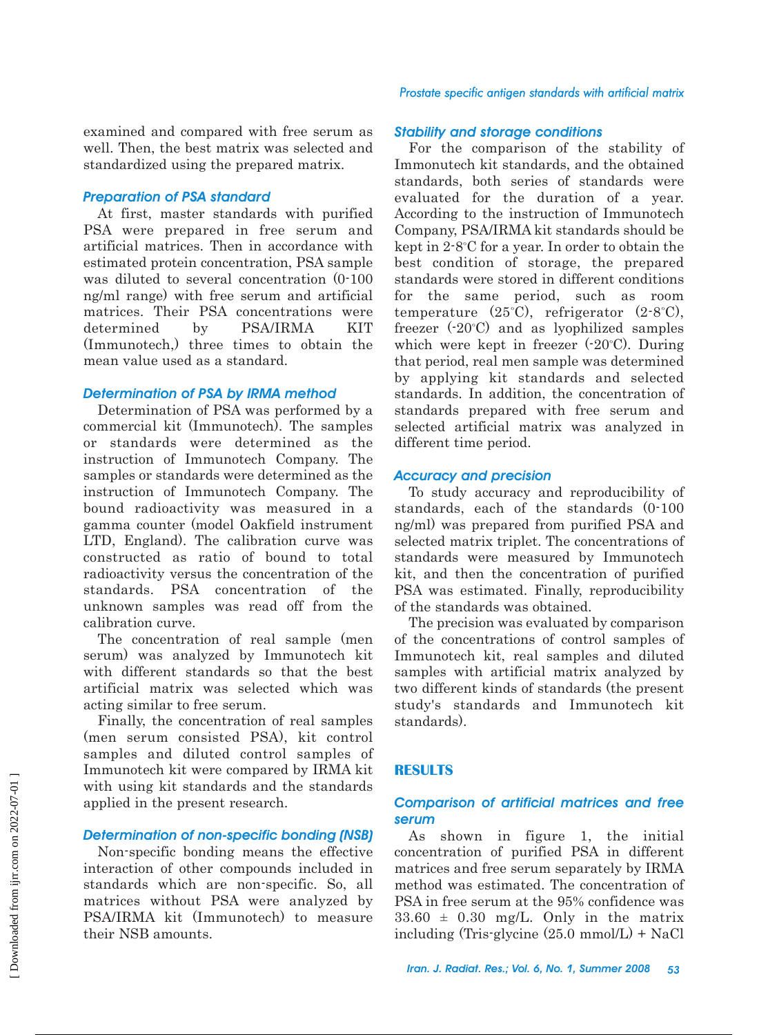examined and compared with free serum as well. Then, the best matrix was selected and standardized using the prepared matrix.

### Preparation of PSA standard

At first, master standards with purified PSA were prepared in free serum and artificial matrices. Then in accordance with estimated protein concentration, PSA sample was diluted to several concentration (0-100 ng/ml range) with free serum and artificial matrices. Their PSA concentrations were determined by PSA/IRMA KIT (Immunotech,) three times to obtain the mean value used as a standard.

### Determination of PSA by IRMA method

Determination of PSA was performed by a commercial kit (Immunotech). The samples or standards were determined as the instruction of Immunotech Company. The samples or standards were determined as the instruction of Immunotech Company. The bound radioactivity was measured in a gamma counter (model Oakfield instrument LTD, England). The calibration curve was constructed as ratio of bound to total radioactivity versus the concentration of the standards. PSA concentration of the unknown samples was read off from the calibration curve.

The concentration of real sample (men serum) was analyzed by Immunotech kit with different standards so that the best artificial matrix was selected which was acting similar to free serum.

Finally, the concentration of real samples (men serum consisted PSA), kit control samples and diluted control samples of Immunotech kit were compared by IRMA kit with using kit standards and the standards applied in the present research.

### Determination of non-specific bonding (NSB)

Non-specific bonding means the effective interaction of other compounds included in standards which are non-specific. So, all matrices without PSA were analyzed by PSA/IRMA kit (Immunotech) to measure their NSB amounts.

### Stability and storage conditions

For the comparison of the stability of Immonutech kit standards, and the obtained standards, both series of standards were evaluated for the duration of a year. According to the instruction of Immunotech Company, PSA/IRMA kit standards should be kept in 2-8°C for a year. In order to obtain the best condition of storage, the prepared standards were stored in different conditions for the same period, such as room temperature (25°C), refrigerator (2-8°C), freezer (-20°C) and as lyophilized samples which were kept in freezer (-20°C). During that period, real men sample was determined by applying kit standards and selected standards. In addition, the concentration of standards prepared with free serum and selected artificial matrix was analyzed in different time period.

### Accuracy and precision

To study accuracy and reproducibility of standards, each of the standards (0-100 ng/ml) was prepared from purified PSA and selected matrix triplet. The concentrations of standards were measured by Immunotech kit, and then the concentration of purified PSA was estimated. Finally, reproducibility of the standards was obtained.

The precision was evaluated by comparison of the concentrations of control samples of Immunotech kit, real samples and diluted samples with artificial matrix analyzed by two different kinds of standards (the present study's standards and Immunotech kit standards).

## RESULTS

### Comparison of artificial matrices and free serum

As shown in figure 1, the initial concentration of purified PSA in different matrices and free serum separately by IRMA method was estimated. The concentration of PSA in free serum at the 95% confidence was 33.60 ± 0.30 mg/L. Only in the matrix including (Tris-glycine (25.0 mmol/L) + NaCl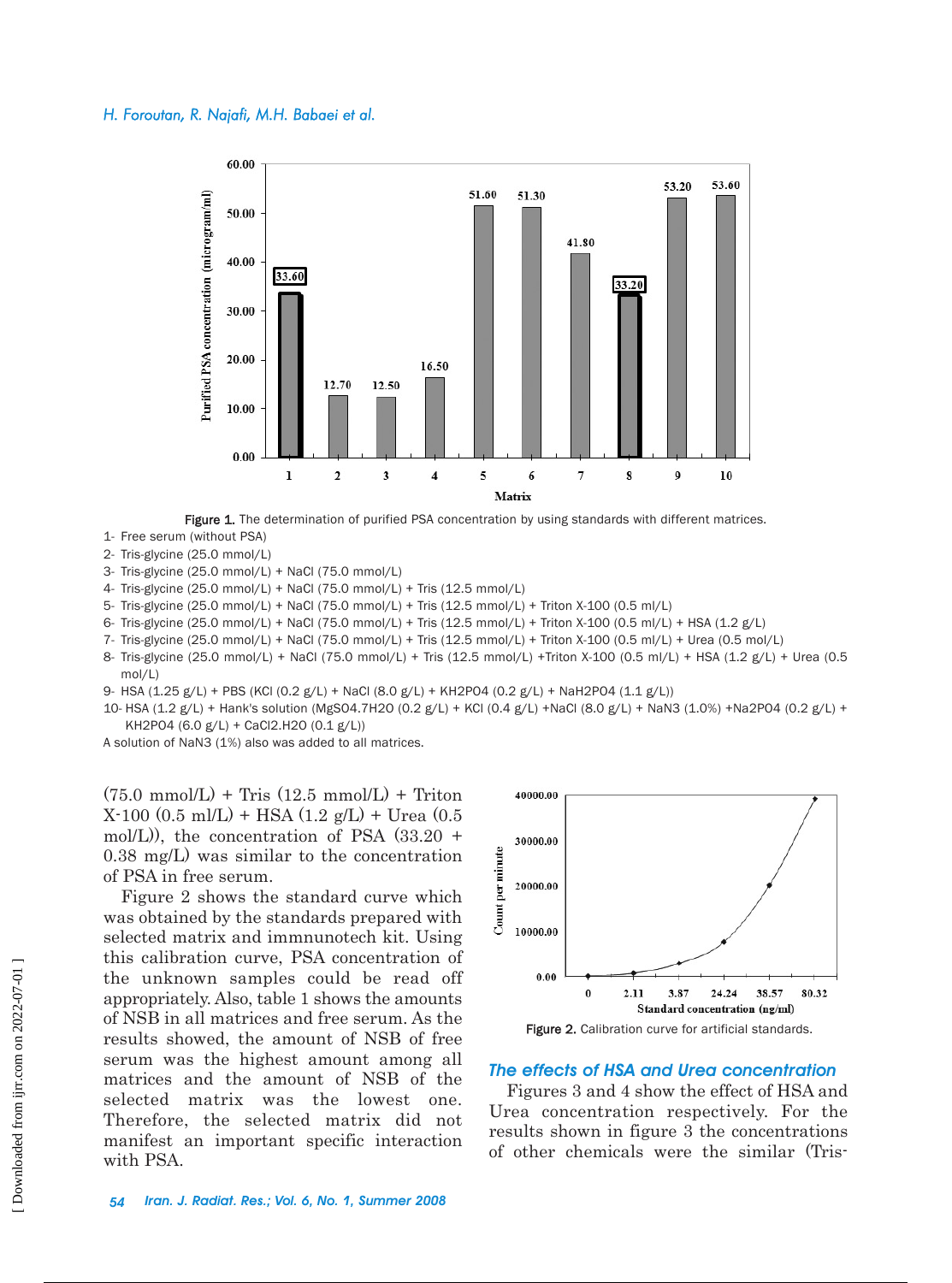Figure 1. The determination of purified PSA concentration by using standards with different matrices.

1- Free serum (without PSA)
2- Tris-glycine (25.0 mmol/L)
3- Tris-glycine (25.0 mmol/L) + NaCl (75.0 mmol/L)
4- Tris-glycine (25.0 mmol/L) + NaCl (75.0 mmol/L) + Tris (12.5 mmol/L)
5- Tris-glycine (25.0 mmol/L) + NaCl (75.0 mmol/L) + Tris (12.5 mmol/L) + Triton X-100 (0.5 ml/L)
6- Tris-glycine (25.0 mmol/L) + NaCl (75.0 mmol/L) + Tris (12.5 mmol/L) + Triton X-100 (0.5 ml/L) + HSA (1.2 g/L)
7- Tris-glycine (25.0 mmol/L) + NaCl (75.0 mmol/L) + Tris (12.5 mmol/L) + Triton X-100 (0.5 ml/L) + Urea (0.5 mol/L)
8- Tris-glycine (25.0 mmol/L) + NaCl (75.0 mmol/L) + Tris (12.5 mmol/L) +Triton X-100 (0.5 ml/L) + HSA (1.2 g/L) + Urea (0.5 mol/L)
9- HSA (1.25 g/L) + PBS (KCl (0.2 g/L) + NaCl (8.0 g/L) + $KH_2PO_4$ (0.2 g/L) + $NaH_2PO_4$ (1.1 g/L))
10- HSA (1.2 g/L) + Hank's solution ($MgSO_4.7H_2O$ (0.2 g/L) + KCl (0.4 g/L) +NaCl (8.0 g/L) + $NaN_3$ (1.0%) +$Na_2PO_4$ (0.2 g/L) + $KH_2PO_4$ (6.0 g/L) + $CaCl_2.H_2O$ (0.1 g/L))

A solution of $NaN_3$ (1%) also was added to all matrices.

(75.0 mmol/L) + Tris (12.5 mmol/L) + Triton X-100 (0.5 ml/L) + HSA (1.2 g/L) + Urea (0.5 mol/L)), the concentration of PSA (33.20 + 0.38 mg/L) was similar to the concentration of PSA in free serum.

Figure 2 shows the standard curve which was obtained by the standards prepared with selected matrix and immnunotech kit. Using this calibration curve, PSA concentration of the unknown samples could be read off appropriately. Also, table 1 shows the amounts of NSB in all matrices and free serum. As the results showed, the amount of NSB of free serum was the highest among all matrices and the amount of NSB of the selected matrix was the lowest one. Therefore, the selected matrix did not manifest an important specific interaction with PSA.

Figure 2. Calibration curve for artificial standards.

### The effects of HSA and Urea concentration

Figures 3 and 4 show the effect of HSA and Urea concentration respectively. For the results shown in figure 3 the concentrations of other chemicals were the similar (Tris-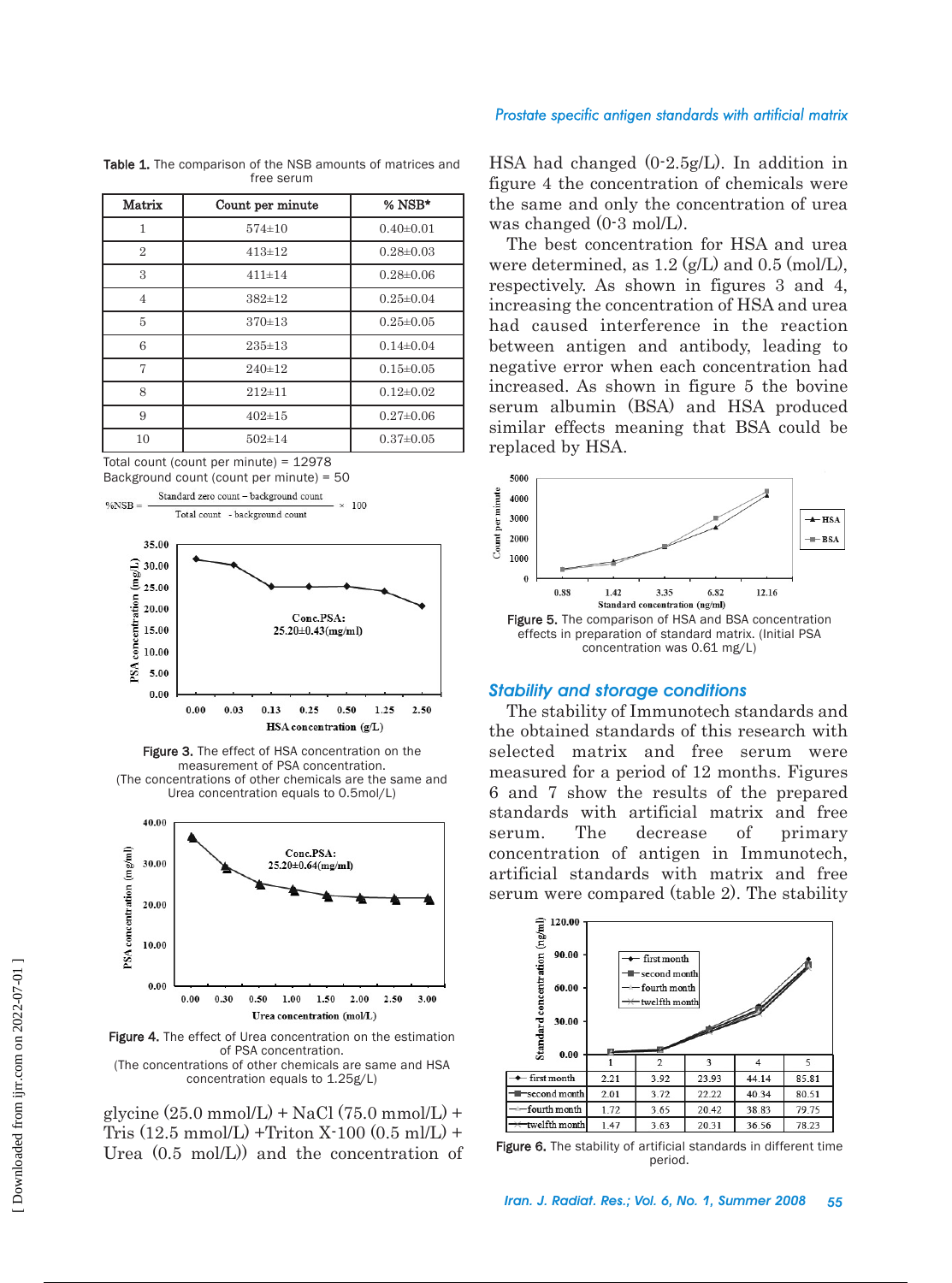Table 1. The comparison of the NSB amounts of matrices and free serum

| Matrix | Count per minute | % NSB* |
|---|---|---|
| 1 | 574±10 | 0.40±0.01 |
| 2 | 413±12 | 0.28±0.03 |
| 3 | 411±14 | 0.28±0.06 |
| 4 | 382±12 | 0.25±0.04 |
| 5 | 370±13 | 0.25±0.05 |
| 6 | 235±13 | 0.14±0.04 |
| 7 | 240±12 | 0.15±0.05 |
| 8 | 212±11 | 0.12±0.02 |
| 9 | 402±15 | 0.27±0.06 |
| 10 | 502±14 | 0.37±0.05 |

Total count (count per minute) = 12978

Background count (count per minute) = 50

$$\%NSB = \frac{\text{Standard zero count} - \text{background count}}{\text{Total count} - \text{background count}} \times 100$$

Figure 3. The effect of HSA concentration on the measurement of PSA concentration.
(The concentrations of other chemicals are the same and Urea concentration equals to 0.5mol/L)

Figure 4. The effect of Urea concentration on the estimation of PSA concentration.
(The concentrations of other chemicals are same and HSA concentration equals to 1.25g/L)

glycine (25.0 mmol/L) + NaCl (75.0 mmol/L) + Tris (12.5 mmol/L) +Triton X-100 (0.5 ml/L) + Urea (0.5 mol/L)) and the concentration of HSA had changed (0-2.5g/L). In addition in figure 4 the concentration of chemicals were the same and only the concentration of urea was changed (0-3 mol/L).

The best concentration for HSA and urea were determined, as 1.2 (g/L) and 0.5 (mol/L), respectively. As shown in figures 3 and 4, increasing the concentration of HSA and urea had caused interference in the reaction between antigen and antibody, leading to negative error when each concentration had increased. As shown in figure 5 the bovine serum albumin (BSA) and HSA produced similar effects meaning that BSA could be replaced by HSA.

Figure 5. The comparison of HSA and BSA concentration effects in preparation of standard matrix. (Initial PSA concentration was 0.61 mg/L)

### *Stability and storage conditions*

The stability of Immunotech standards and the obtained standards of this research with selected matrix and free serum were measured for a period of 12 months. Figures 6 and 7 show the results of the prepared standards with artificial matrix and free serum. The decrease of primary concentration of antigen in Immunotech, artificial standards with matrix and free serum were compared (table 2). The stability

| | 1 | 2 | 3 | 4 | 5 |
|---|---|---|---|---|---|
| first month | 2.21 | 3.92 | 23.93 | 44.14 | 85.81 |
| second month | 2.01 | 3.72 | 22.22 | 40.34 | 80.51 |
| fourth month | 1.72 | 3.65 | 20.42 | 38.83 | 79.75 |
| twelfth month | 1.47 | 3.63 | 20.31 | 36.56 | 78.23 |

Figure 6. The stability of artificial standards in different time period.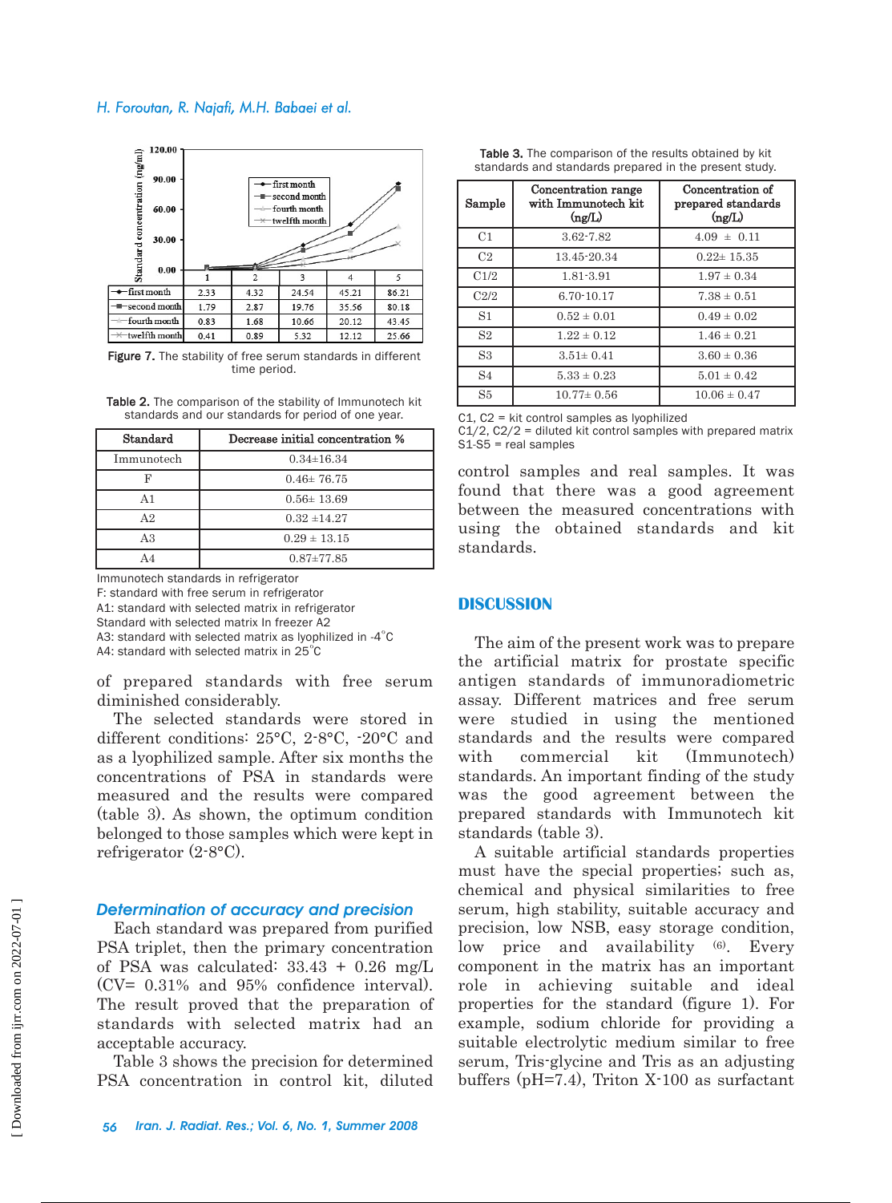| | 1 | 2 | 3 | 4 | 5 |
|---|---|---|---|---|---|
| first month | 2.33 | 4.32 | 24.54 | 45.21 | 86.21 |
| second month | 1.79 | 2.87 | 19.76 | 35.56 | 80.18 |
| fourth month | 0.83 | 1.68 | 10.66 | 20.12 | 43.45 |
| twelfth month | 0.41 | 0.89 | 5.32 | 12.12 | 25.66 |

**Figure 7.** The stability of free serum standards in different time period.

**Table 2.** The comparison of the stability of Immunotech kit standards and our standards for period of one year.

| Standard | Decrease initial concentration % |
|---|---|
| Immunotech | 0.34±16.34 |
| F | 0.46± 76.75 |
| A1 | 0.56± 13.69 |
| A2 | 0.32 ±14.27 |
| A3 | 0.29 ± 13.15 |
| A4 | 0.87±77.85 |

Immunotech standards in refrigerator
F: standard with free serum in refrigerator
A1: standard with selected matrix in refrigerator
Standard with selected matrix In freezer A2
A3: standard with selected matrix as lyophilized in -4°C
A4: standard with selected matrix in 25°C

of prepared standards with free serum diminished considerably.

The selected standards were stored in different conditions: 25°C, 2-8°C, -20°C and as a lyophilized sample. After six months the concentrations of PSA in standards were measured and the results were compared (table 3). As shown, the optimum condition belonged to those samples which were kept in refrigerator (2-8°C).

### *Determination of accuracy and precision*

Each standard was prepared from purified PSA triplet, then the primary concentration of PSA was calculated: 33.43 + 0.26 mg/L (CV= 0.31% and 95% confidence interval). The result proved that the preparation of standards with selected matrix had an acceptable accuracy.

Table 3 shows the precision for determined PSA concentration in control kit, diluted control samples and real samples. It was found that there was a good agreement between the measured concentrations with using the obtained standards and kit standards.

**Table 3.** The comparison of the results obtained by kit standards and standards prepared in the present study.

| Sample | Concentration range with Immunotech kit (ng/L) | Concentration of prepared standards (ng/L) |
|---|---|---|
| C1 | 3.62-7.82 | 4.09 ± 0.11 |
| C2 | 13.45-20.34 | 0.22± 15.35 |
| C1/2 | 1.81-3.91 | 1.97 ± 0.34 |
| C2/2 | 6.70-10.17 | 7.38 ± 0.51 |
| S1 | 0.52 ± 0.01 | 0.49 ± 0.02 |
| S2 | 1.22 ± 0.12 | 1.46 ± 0.21 |
| S3 | 3.51± 0.41 | 3.60 ± 0.36 |
| S4 | 5.33 ± 0.23 | 5.01 ± 0.42 |
| S5 | 10.77± 0.56 | 10.06 ± 0.47 |

C1, C2 = kit control samples as lyophilized
C1/2, C2/2 = diluted kit control samples with prepared matrix
S1-S5 = real samples

## DISCUSSION

The aim of the present work was to prepare the artificial matrix for prostate specific antigen standards of immunoradiometric assay. Different matrices and free serum were studied in using the mentioned standards and the results were compared with commercial kit (Immunotech) standards. An important finding of the study was the good agreement between the prepared standards with Immunotech kit standards (table 3).

A suitable artificial standards properties must have the special properties; such as, chemical and physical similarities to free serum, high stability, suitable accuracy and precision, low NSB, easy storage condition, low price and availability [(6)]. Every component in the matrix has an important role in achieving suitable and ideal properties for the standard (figure 1). For example, sodium chloride for providing a suitable electrolytic medium similar to free serum, Tris-glycine and Tris as an adjusting buffers (pH=7.4), Triton X-100 as surfactant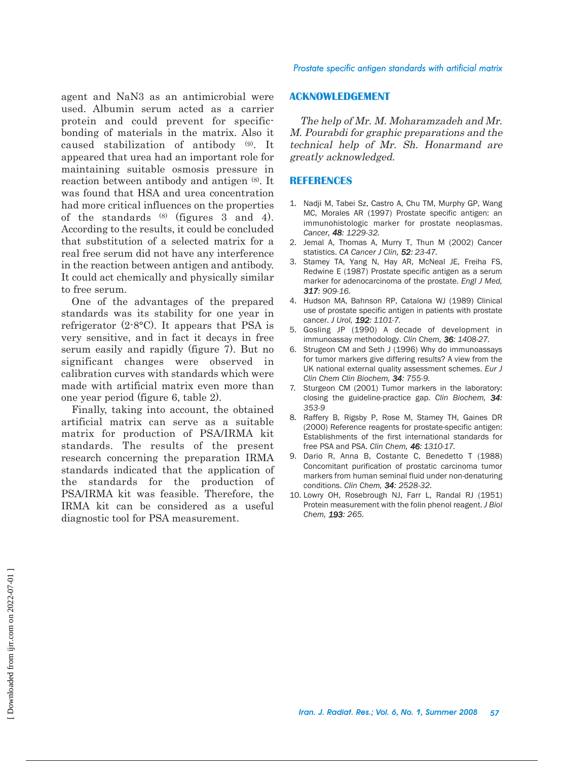agent and NaN3 as an antimicrobial were used. Albumin serum acted as a carrier protein and could prevent for specific-bonding of materials in the matrix. Also it caused stabilization of antibody [9]. It appeared that urea had an important role for maintaining suitable osmosis pressure in reaction between antibody and antigen [8]. It was found that HSA and urea concentration had more critical influences on the properties of the standards [8] (figures 3 and 4). According to the results, it could be concluded that substitution of a selected matrix for a real free serum did not have any interference in the reaction between antigen and antibody. It could act chemically and physically similar to free serum.

One of the advantages of the prepared standards was its stability for one year in refrigerator (2-8°C). It appears that PSA is very sensitive, and in fact it decays in free serum easily and rapidly (figure 7). But no significant changes were observed in calibration curves with standards which were made with artificial matrix even more than one year period (figure 6, table 2).

Finally, taking into account, the obtained artificial matrix can serve as a suitable matrix for production of PSA/IRMA kit standards. The results of the present research concerning the preparation IRMA standards indicated that the application of the standards for the production of PSA/IRMA kit was feasible. Therefore, the IRMA kit can be considered as a useful diagnostic tool for PSA measurement.

## ACKNOWLEDGEMENT

*The help of Mr. M. Moharamzadeh and Mr. M. Pourabdi for graphic preparations and the technical help of Mr. Sh. Honarmand are greatly acknowledged.*

## REFERENCES

1. Nadji M, Tabei Sz, Castro A, Chu TM, Murphy GP, Wang MC, Morales AR (1997) Prostate specific antigen: an immunohistologic marker for prostate neoplasmas. *Cancer, **48**: 1229-32.*
2. Jemal A, Thomas A, Murry T, Thun M (2002) Cancer statistics. *CA Cancer J Clin, **52**: 23-47.*
3. Stamey TA, Yang N, Hay AR, McNeal JE, Freiha FS, Redwine E (1987) Prostate specific antigen as a serum marker for adenocarcinoma of the prostate. *Engl J Med, **317**: 909-16.*
4. Hudson MA, Bahnson RP, Catalona WJ (1989) Clinical use of prostate specific antigen in patients with prostate cancer. *J Urol, **192**: 1101-7.*
5. Gosling JP (1990) A decade of development in immunoassay methodology. *Clin Chem, **36**: 1408-27.*
6. Strugeon CM and Seth J (1996) Why do immunoassays for tumor markers give differing results? A view from the UK national external quality assessment schemes. *Eur J Clin Chem Clin Biochem, **34**: 755-9.*
7. Sturgeon CM (2001) Tumor markers in the laboratory: closing the guideline-practice gap. *Clin Biochem, **34**: 353-9*
8. Raffery B, Rigsby P, Rose M, Stamey TH, Gaines DR (2000) Reference reagents for prostate-specific antigen: Establishments of the first international standards for free PSA and PSA. *Clin Chem, **46**: 1310-17.*
9. Dario R, Anna B, Costante C, Benedetto T (1988) Concomitant purification of prostatic carcinoma tumor markers from human seminal fluid under non-denaturing conditions. *Clin Chem, **34**: 2528-32.*
10. Lowry OH, Rosebrough NJ, Farr L, Randal RJ (1951) Protein measurement with the folin phenol reagent. *J Biol Chem, **193**: 265.*